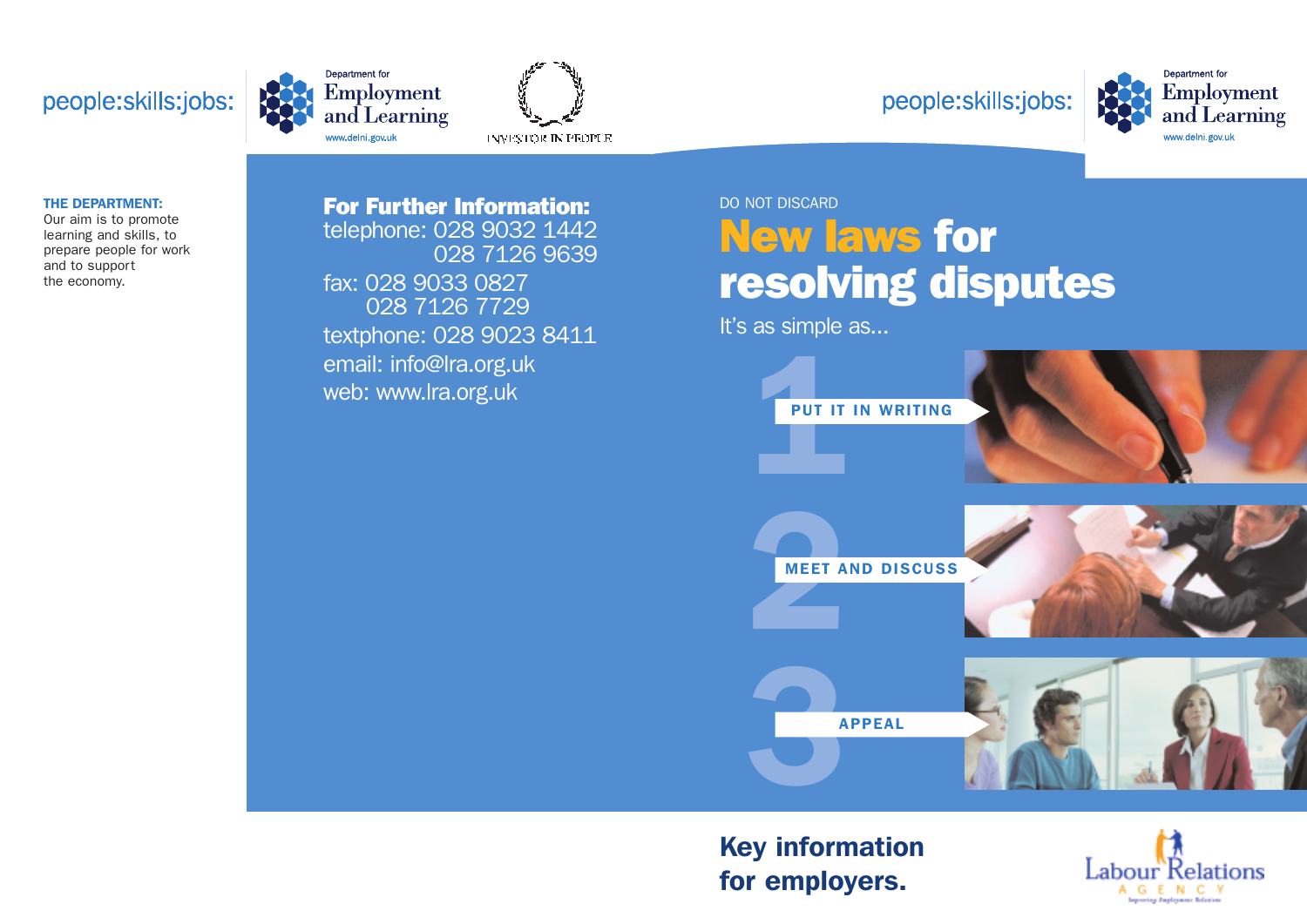people:skills:jobs:

Department for Employment and Learning
www.delni.gov.uk

INVESTOR IN PEOPLE

**THE DEPARTMENT:**
Our aim is to promote learning and skills, to prepare people for work and to support the economy.

**For Further Information:**
telephone: 028 9032 1442
028 7126 9639
fax: 028 9033 0827
028 7126 7729
textphone: 028 9023 8411
email: info@lra.org.uk
web: www.lra.org.uk

people:skills:jobs:

Department for Employment and Learning
www.delni.gov.uk

DO NOT DISCARD

# New laws for resolving disputes

It's as simple as...

1. PUT IT IN WRITING
2. MEET AND DISCUSS
3. APPEAL

## Key information for employers.

Labour Relations Agency
Improving Employment Relations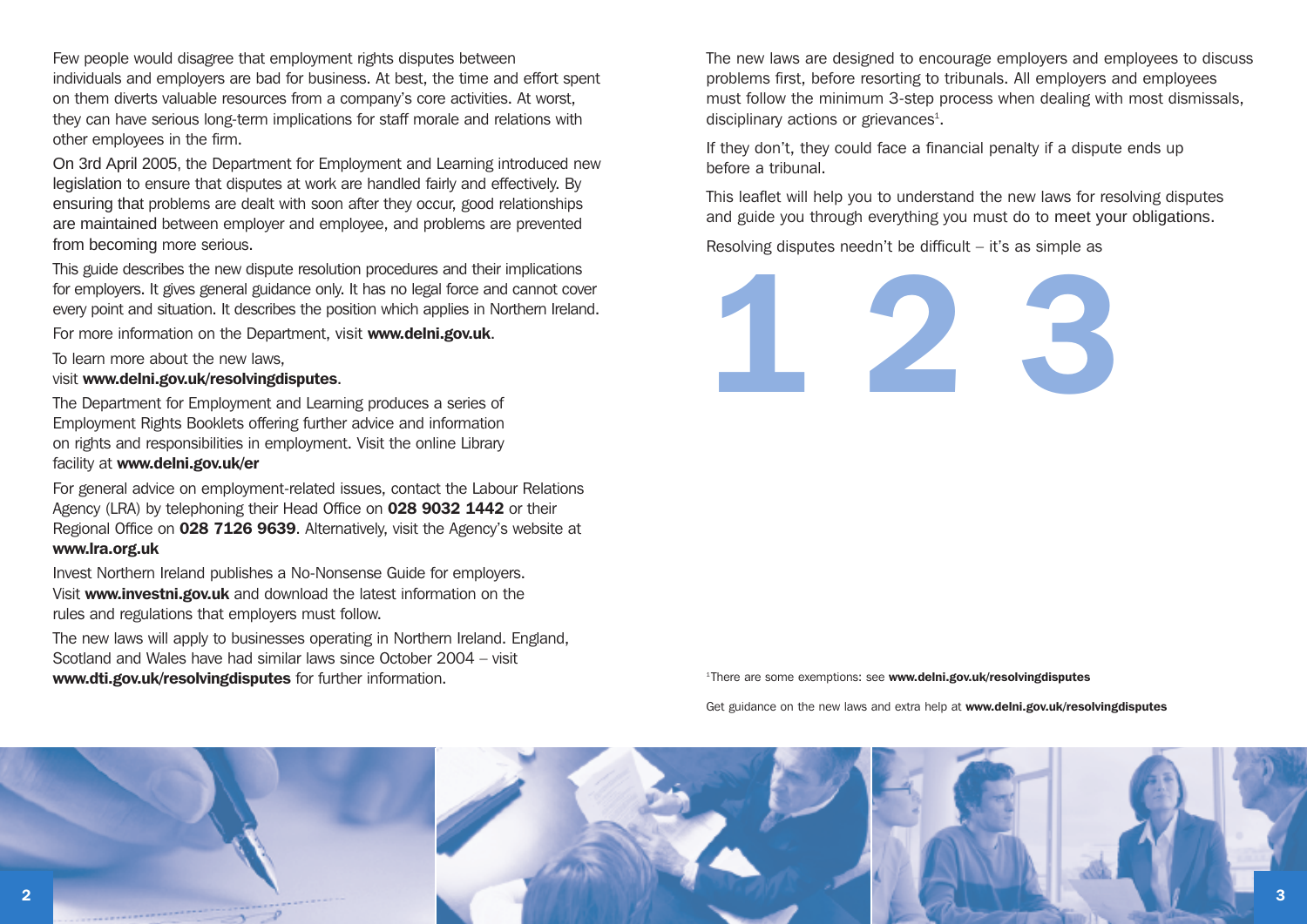Few people would disagree that employment rights disputes between individuals and employers are bad for business. At best, the time and effort spent on them diverts valuable resources from a company's core activities. At worst, they can have serious long-term implications for staff morale and relations with other employees in the firm.

On 3rd April 2005, the Department for Employment and Learning introduced new legislation to ensure that disputes at work are handled fairly and effectively. By ensuring that problems are dealt with soon after they occur, good relationships are maintained between employer and employee, and problems are prevented from becoming more serious.

This guide describes the new dispute resolution procedures and their implications for employers. It gives general guidance only. It has no legal force and cannot cover every point and situation. It describes the position which applies in Northern Ireland.

For more information on the Department, visit **www.delni.gov.uk**.

To learn more about the new laws, visit **www.delni.gov.uk/resolvingdisputes**.

The Department for Employment and Learning produces a series of Employment Rights Booklets offering further advice and information on rights and responsibilities in employment. Visit the online Library facility at **www.delni.gov.uk/er**

For general advice on employment-related issues, contact the Labour Relations Agency (LRA) by telephoning their Head Office on **028 9032 1442** or their Regional Office on **028 7126 9639**. Alternatively, visit the Agency's website at **www.lra.org.uk**

Invest Northern Ireland publishes a No-Nonsense Guide for employers. Visit **www.investni.gov.uk** and download the latest information on the rules and regulations that employers must follow.

The new laws will apply to businesses operating in Northern Ireland. England, Scotland and Wales have had similar laws since October 2004 – visit **www.dti.gov.uk/resolvingdisputes** for further information.

The new laws are designed to encourage employers and employees to discuss problems first, before resorting to tribunals. All employers and employees must follow the minimum 3-step process when dealing with most dismissals, disciplinary actions or grievances[1].

If they don't, they could face a financial penalty if a dispute ends up before a tribunal.

This leaflet will help you to understand the new laws for resolving disputes and guide you through everything you must do to meet your obligations.

Resolving disputes needn't be difficult – it's as simple as

# 1 2 3

[1]There are some exemptions: see **www.delni.gov.uk/resolvingdisputes**

Get guidance on the new laws and extra help at **www.delni.gov.uk/resolvingdisputes**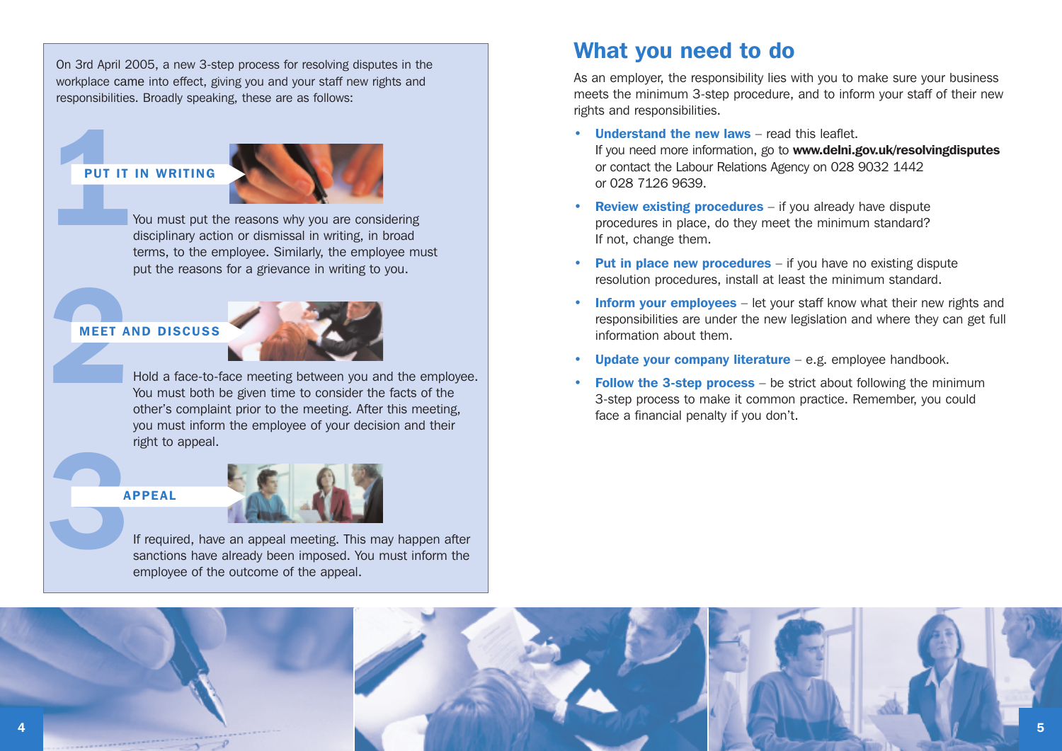On 3rd April 2005, a new 3-step process for resolving disputes in the workplace came into effect, giving you and your staff new rights and responsibilities. Broadly speaking, these are as follows:

### 1 PUT IT IN WRITING

You must put the reasons why you are considering disciplinary action or dismissal in writing, in broad terms, to the employee. Similarly, the employee must put the reasons for a grievance in writing to you.

### 2 MEET AND DISCUSS

Hold a face-to-face meeting between you and the employee. You must both be given time to consider the facts of the other's complaint prior to the meeting. After this meeting, you must inform the employee of your decision and their right to appeal.

### 3 APPEAL

If required, have an appeal meeting. This may happen after sanctions have already been imposed. You must inform the employee of the outcome of the appeal.

## What you need to do

As an employer, the responsibility lies with you to make sure your business meets the minimum 3-step procedure, and to inform your staff of their new rights and responsibilities.

- **Understand the new laws** – read this leaflet.
  If you need more information, go to **www.delni.gov.uk/resolvingdisputes** or contact the Labour Relations Agency on 028 9032 1442 or 028 7126 9639.
- **Review existing procedures** – if you already have dispute procedures in place, do they meet the minimum standard? If not, change them.
- **Put in place new procedures** – if you have no existing dispute resolution procedures, install at least the minimum standard.
- **Inform your employees** – let your staff know what their new rights and responsibilities are under the new legislation and where they can get full information about them.
- **Update your company literature** – e.g. employee handbook.
- **Follow the 3-step process** – be strict about following the minimum 3-step process to make it common practice. Remember, you could face a financial penalty if you don't.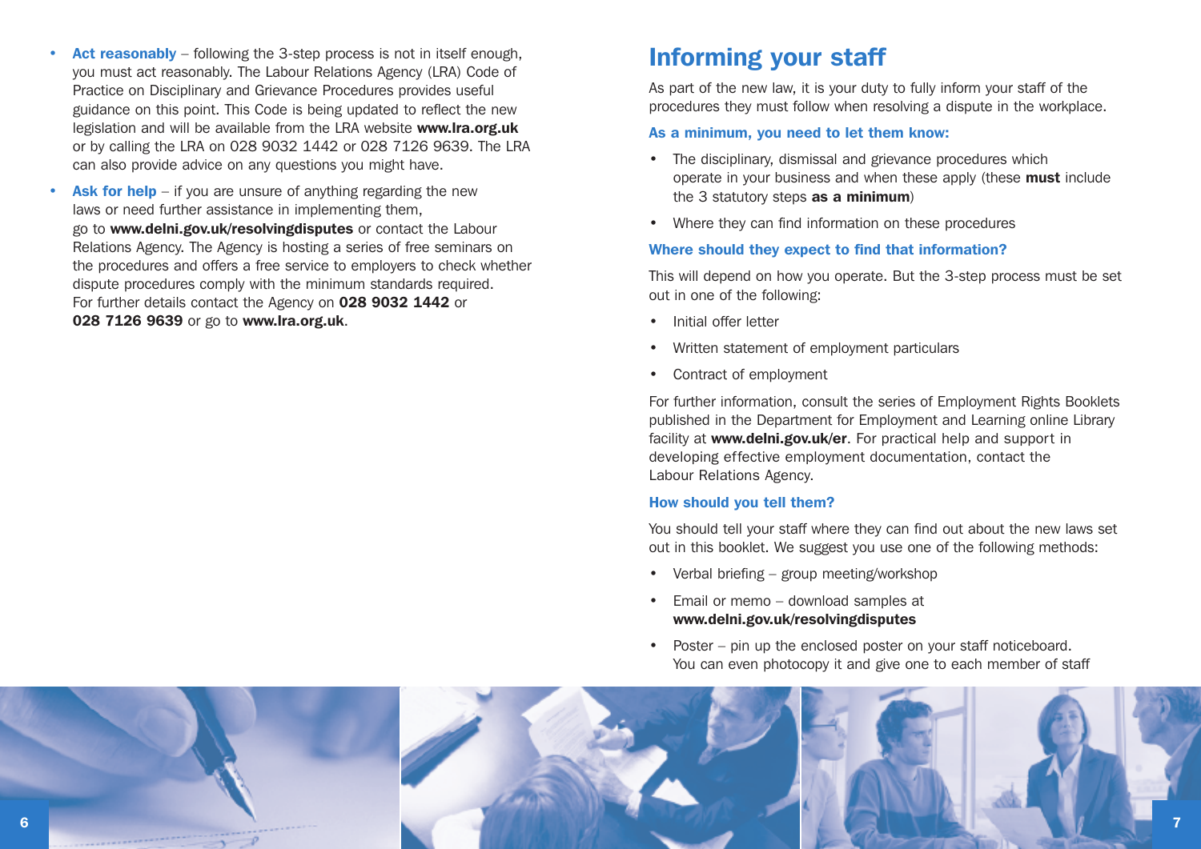- **Act reasonably** – following the 3-step process is not in itself enough, you must act reasonably. The Labour Relations Agency (LRA) Code of Practice on Disciplinary and Grievance Procedures provides useful guidance on this point. This Code is being updated to reflect the new legislation and will be available from the LRA website **www.lra.org.uk** or by calling the LRA on 028 9032 1442 or 028 7126 9639. The LRA can also provide advice on any questions you might have.
- **Ask for help** – if you are unsure of anything regarding the new laws or need further assistance in implementing them, go to **www.delni.gov.uk/resolvingdisputes** or contact the Labour Relations Agency. The Agency is hosting a series of free seminars on the procedures and offers a free service to employers to check whether dispute procedures comply with the minimum standards required. For further details contact the Agency on **028 9032 1442** or **028 7126 9639** or go to **www.lra.org.uk**.

## Informing your staff

As part of the new law, it is your duty to fully inform your staff of the procedures they must follow when resolving a dispute in the workplace.

### As a minimum, you need to let them know:

- The disciplinary, dismissal and grievance procedures which operate in your business and when these apply (these **must** include the 3 statutory steps **as a minimum**)
- Where they can find information on these procedures

### Where should they expect to find that information?

This will depend on how you operate. But the 3-step process must be set out in one of the following:

- Initial offer letter
- Written statement of employment particulars
- Contract of employment

For further information, consult the series of Employment Rights Booklets published in the Department for Employment and Learning online Library facility at **www.delni.gov.uk/er**. For practical help and support in developing effective employment documentation, contact the Labour Relations Agency.

### How should you tell them?

You should tell your staff where they can find out about the new laws set out in this booklet. We suggest you use one of the following methods:

- Verbal briefing – group meeting/workshop
- Email or memo – download samples at **www.delni.gov.uk/resolvingdisputes**
- Poster – pin up the enclosed poster on your staff noticeboard. You can even photocopy it and give one to each member of staff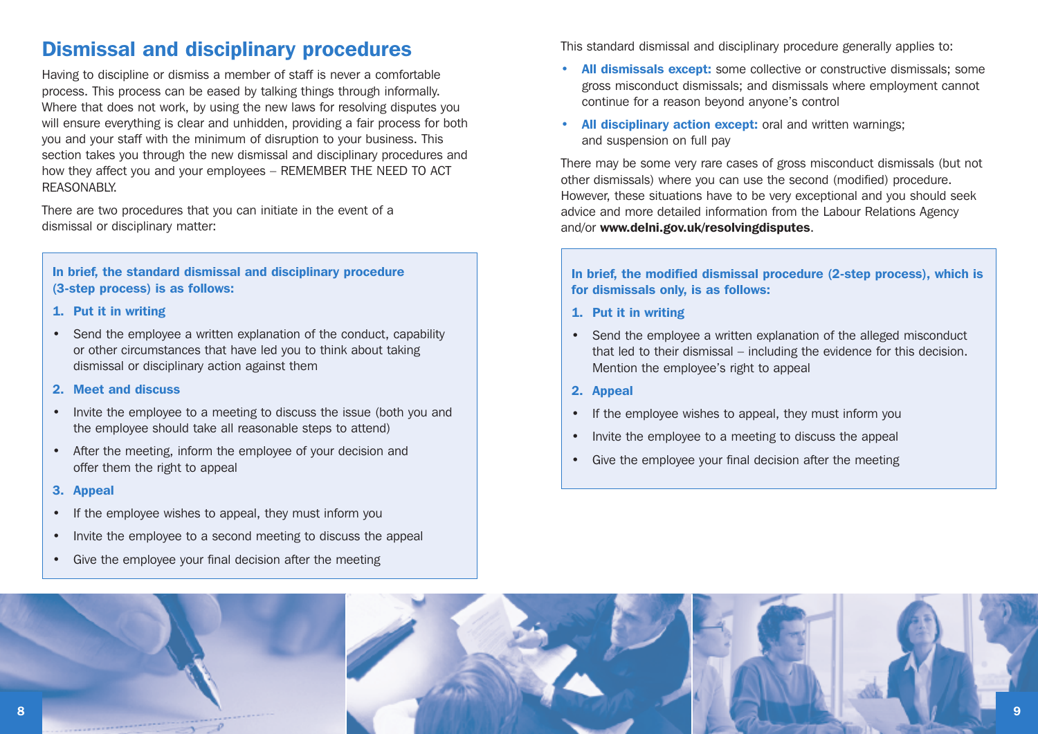## Dismissal and disciplinary procedures

Having to discipline or dismiss a member of staff is never a comfortable process. This process can be eased by talking things through informally. Where that does not work, by using the new laws for resolving disputes you will ensure everything is clear and unhidden, providing a fair process for both you and your staff with the minimum of disruption to your business. This section takes you through the new dismissal and disciplinary procedures and how they affect you and your employees – REMEMBER THE NEED TO ACT REASONABLY.

There are two procedures that you can initiate in the event of a dismissal or disciplinary matter:

**In brief, the standard dismissal and disciplinary procedure (3-step process) is as follows:**

**1. Put it in writing**

- Send the employee a written explanation of the conduct, capability or other circumstances that have led you to think about taking dismissal or disciplinary action against them

**2. Meet and discuss**

- Invite the employee to a meeting to discuss the issue (both you and the employee should take all reasonable steps to attend)
- After the meeting, inform the employee of your decision and offer them the right to appeal

**3. Appeal**

- If the employee wishes to appeal, they must inform you
- Invite the employee to a second meeting to discuss the appeal
- Give the employee your final decision after the meeting

This standard dismissal and disciplinary procedure generally applies to:

- **All dismissals except:** some collective or constructive dismissals; some gross misconduct dismissals; and dismissals where employment cannot continue for a reason beyond anyone's control
- **All disciplinary action except:** oral and written warnings; and suspension on full pay

There may be some very rare cases of gross misconduct dismissals (but not other dismissals) where you can use the second (modified) procedure. However, these situations have to be very exceptional and you should seek advice and more detailed information from the Labour Relations Agency and/or **www.delni.gov.uk/resolvingdisputes**.

**In brief, the modified dismissal procedure (2-step process), which is for dismissals only, is as follows:**

**1. Put it in writing**

- Send the employee a written explanation of the alleged misconduct that led to their dismissal – including the evidence for this decision. Mention the employee's right to appeal

**2. Appeal**

- If the employee wishes to appeal, they must inform you
- Invite the employee to a meeting to discuss the appeal
- Give the employee your final decision after the meeting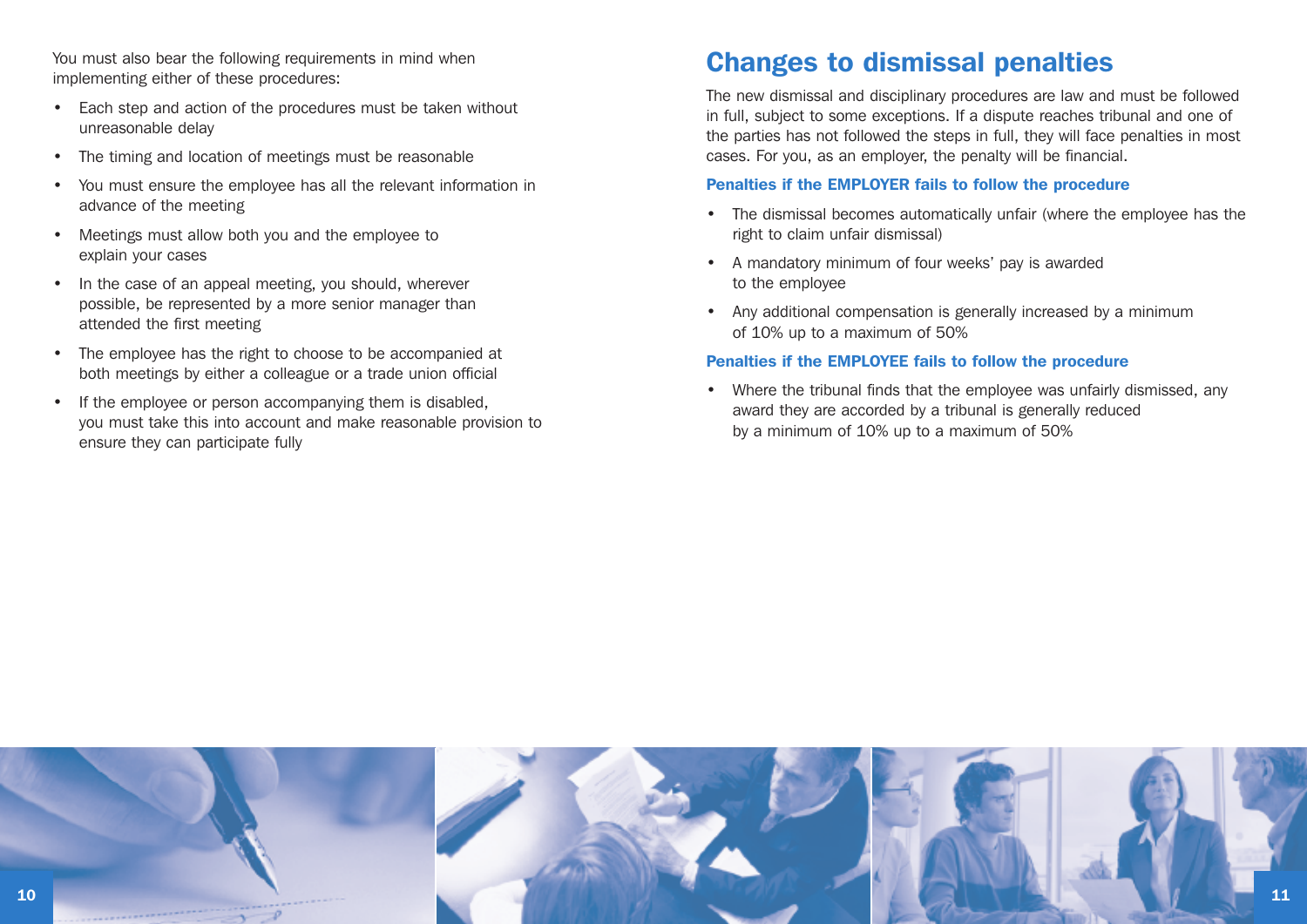You must also bear the following requirements in mind when implementing either of these procedures:

- Each step and action of the procedures must be taken without unreasonable delay
- The timing and location of meetings must be reasonable
- You must ensure the employee has all the relevant information in advance of the meeting
- Meetings must allow both you and the employee to explain your cases
- In the case of an appeal meeting, you should, wherever possible, be represented by a more senior manager than attended the first meeting
- The employee has the right to choose to be accompanied at both meetings by either a colleague or a trade union official
- If the employee or person accompanying them is disabled, you must take this into account and make reasonable provision to ensure they can participate fully

## Changes to dismissal penalties

The new dismissal and disciplinary procedures are law and must be followed in full, subject to some exceptions. If a dispute reaches tribunal and one of the parties has not followed the steps in full, they will face penalties in most cases. For you, as an employer, the penalty will be financial.

### Penalties if the EMPLOYER fails to follow the procedure

- The dismissal becomes automatically unfair (where the employee has the right to claim unfair dismissal)
- A mandatory minimum of four weeks' pay is awarded to the employee
- Any additional compensation is generally increased by a minimum of 10% up to a maximum of 50%

### Penalties if the EMPLOYEE fails to follow the procedure

- Where the tribunal finds that the employee was unfairly dismissed, any award they are accorded by a tribunal is generally reduced by a minimum of 10% up to a maximum of 50%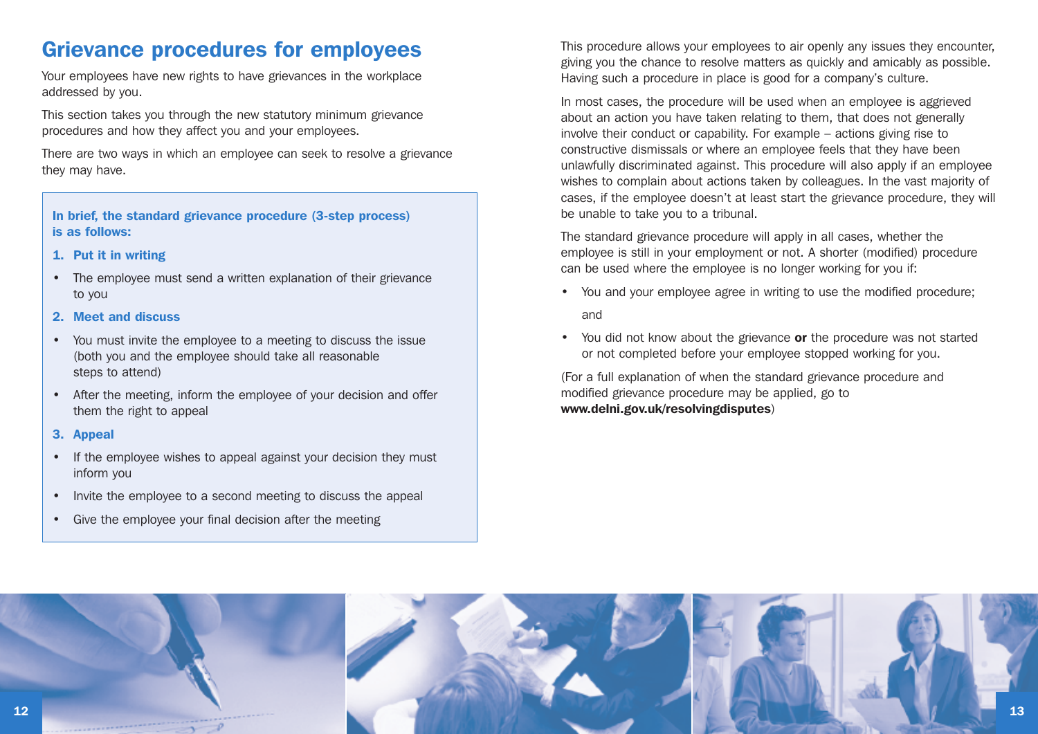## Grievance procedures for employees

Your employees have new rights to have grievances in the workplace addressed by you.

This section takes you through the new statutory minimum grievance procedures and how they affect you and your employees.

There are two ways in which an employee can seek to resolve a grievance they may have.

**In brief, the standard grievance procedure (3-step process) is as follows:**

**1. Put it in writing**

- The employee must send a written explanation of their grievance to you

**2. Meet and discuss**

- You must invite the employee to a meeting to discuss the issue (both you and the employee should take all reasonable steps to attend)
- After the meeting, inform the employee of your decision and offer them the right to appeal

**3. Appeal**

- If the employee wishes to appeal against your decision they must inform you
- Invite the employee to a second meeting to discuss the appeal
- Give the employee your final decision after the meeting

This procedure allows your employees to air openly any issues they encounter, giving you the chance to resolve matters as quickly and amicably as possible. Having such a procedure in place is good for a company's culture.

In most cases, the procedure will be used when an employee is aggrieved about an action you have taken relating to them, that does not generally involve their conduct or capability. For example – actions giving rise to constructive dismissals or where an employee feels that they have been unlawfully discriminated against. This procedure will also apply if an employee wishes to complain about actions taken by colleagues. In the vast majority of cases, if the employee doesn't at least start the grievance procedure, they will be unable to take you to a tribunal.

The standard grievance procedure will apply in all cases, whether the employee is still in your employment or not. A shorter (modified) procedure can be used where the employee is no longer working for you if:

- You and your employee agree in writing to use the modified procedure;

  and

- You did not know about the grievance **or** the procedure was not started or not completed before your employee stopped working for you.

(For a full explanation of when the standard grievance procedure and modified grievance procedure may be applied, go to **www.delni.gov.uk/resolvingdisputes**)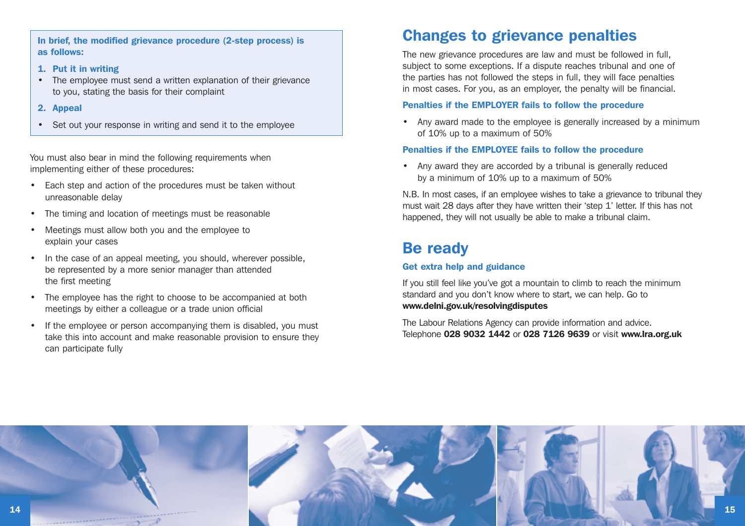**In brief, the modified grievance procedure (2-step process) is as follows:**

**1. Put it in writing**

- The employee must send a written explanation of their grievance to you, stating the basis for their complaint

**2. Appeal**

- Set out your response in writing and send it to the employee

You must also bear in mind the following requirements when implementing either of these procedures:

- Each step and action of the procedures must be taken without unreasonable delay
- The timing and location of meetings must be reasonable
- Meetings must allow both you and the employee to explain your cases
- In the case of an appeal meeting, you should, wherever possible, be represented by a more senior manager than attended the first meeting
- The employee has the right to choose to be accompanied at both meetings by either a colleague or a trade union official
- If the employee or person accompanying them is disabled, you must take this into account and make reasonable provision to ensure they can participate fully

## Changes to grievance penalties

The new grievance procedures are law and must be followed in full, subject to some exceptions. If a dispute reaches tribunal and one of the parties has not followed the steps in full, they will face penalties in most cases. For you, as an employer, the penalty will be financial.

### Penalties if the EMPLOYER fails to follow the procedure

- Any award made to the employee is generally increased by a minimum of 10% up to a maximum of 50%

### Penalties if the EMPLOYEE fails to follow the procedure

- Any award they are accorded by a tribunal is generally reduced by a minimum of 10% up to a maximum of 50%

N.B. In most cases, if an employee wishes to take a grievance to tribunal they must wait 28 days after they have written their 'step 1' letter. If this has not happened, they will not usually be able to make a tribunal claim.

## Be ready

### Get extra help and guidance

If you still feel like you've got a mountain to climb to reach the minimum standard and you don't know where to start, we can help. Go to **www.delni.gov.uk/resolvingdisputes**

The Labour Relations Agency can provide information and advice. Telephone **028 9032 1442** or **028 7126 9639** or visit **www.lra.org.uk**